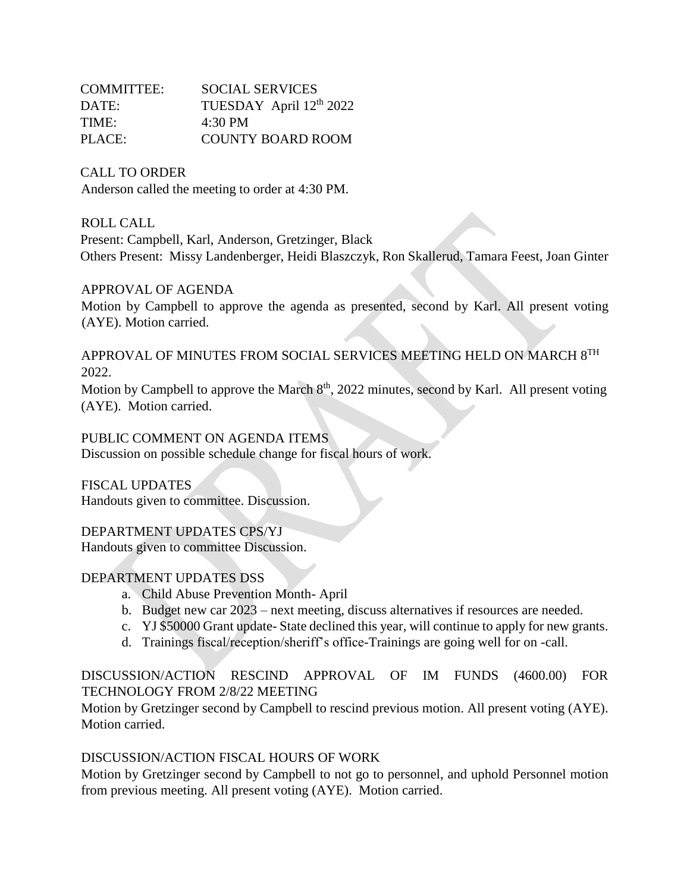COMMITTEE: SOCIAL SERVICES
DATE: TUESDAY April 12th 2022
TIME: 4:30 PM
PLACE: COUNTY BOARD ROOM

CALL TO ORDER
Anderson called the meeting to order at 4:30 PM.

ROLL CALL
Present: Campbell, Karl, Anderson, Gretzinger, Black
Others Present: Missy Landenberger, Heidi Blaszczyk, Ron Skallerud, Tamara Feest, Joan Ginter

APPROVAL OF AGENDA
Motion by Campbell to approve the agenda as presented, second by Karl. All present voting (AYE). Motion carried.

APPROVAL OF MINUTES FROM SOCIAL SERVICES MEETING HELD ON MARCH 8TH 2022.
Motion by Campbell to approve the March 8th, 2022 minutes, second by Karl. All present voting (AYE). Motion carried.

PUBLIC COMMENT ON AGENDA ITEMS
Discussion on possible schedule change for fiscal hours of work.

FISCAL UPDATES
Handouts given to committee. Discussion.

DEPARTMENT UPDATES CPS/YJ
Handouts given to committee Discussion.

DEPARTMENT UPDATES DSS

a. Child Abuse Prevention Month- April
b. Budget new car 2023 – next meeting, discuss alternatives if resources are needed.
c. YJ $50000 Grant update- State declined this year, will continue to apply for new grants.
d. Trainings fiscal/reception/sheriff's office-Trainings are going well for on -call.

DISCUSSION/ACTION RESCIND APPROVAL OF IM FUNDS (4600.00) FOR TECHNOLOGY FROM 2/8/22 MEETING
Motion by Gretzinger second by Campbell to rescind previous motion. All present voting (AYE). Motion carried.

DISCUSSION/ACTION FISCAL HOURS OF WORK
Motion by Gretzinger second by Campbell to not go to personnel, and uphold Personnel motion from previous meeting. All present voting (AYE). Motion carried.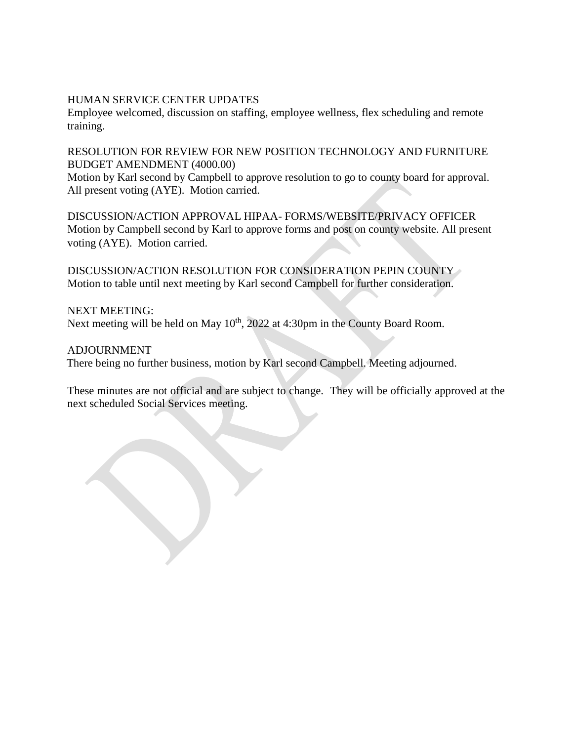HUMAN SERVICE CENTER UPDATES

Employee welcomed, discussion on staffing, employee wellness, flex scheduling and remote training.

RESOLUTION FOR REVIEW FOR NEW POSITION TECHNOLOGY AND FURNITURE BUDGET AMENDMENT (4000.00)

Motion by Karl second by Campbell to approve resolution to go to county board for approval. All present voting (AYE). Motion carried.

DISCUSSION/ACTION APPROVAL HIPAA- FORMS/WEBSITE/PRIVACY OFFICER

Motion by Campbell second by Karl to approve forms and post on county website. All present voting (AYE). Motion carried.

DISCUSSION/ACTION RESOLUTION FOR CONSIDERATION PEPIN COUNTY

Motion to table until next meeting by Karl second Campbell for further consideration.

NEXT MEETING:

Next meeting will be held on May 10th, 2022 at 4:30pm in the County Board Room.

ADJOURNMENT

There being no further business, motion by Karl second Campbell. Meeting adjourned.

These minutes are not official and are subject to change. They will be officially approved at the next scheduled Social Services meeting.